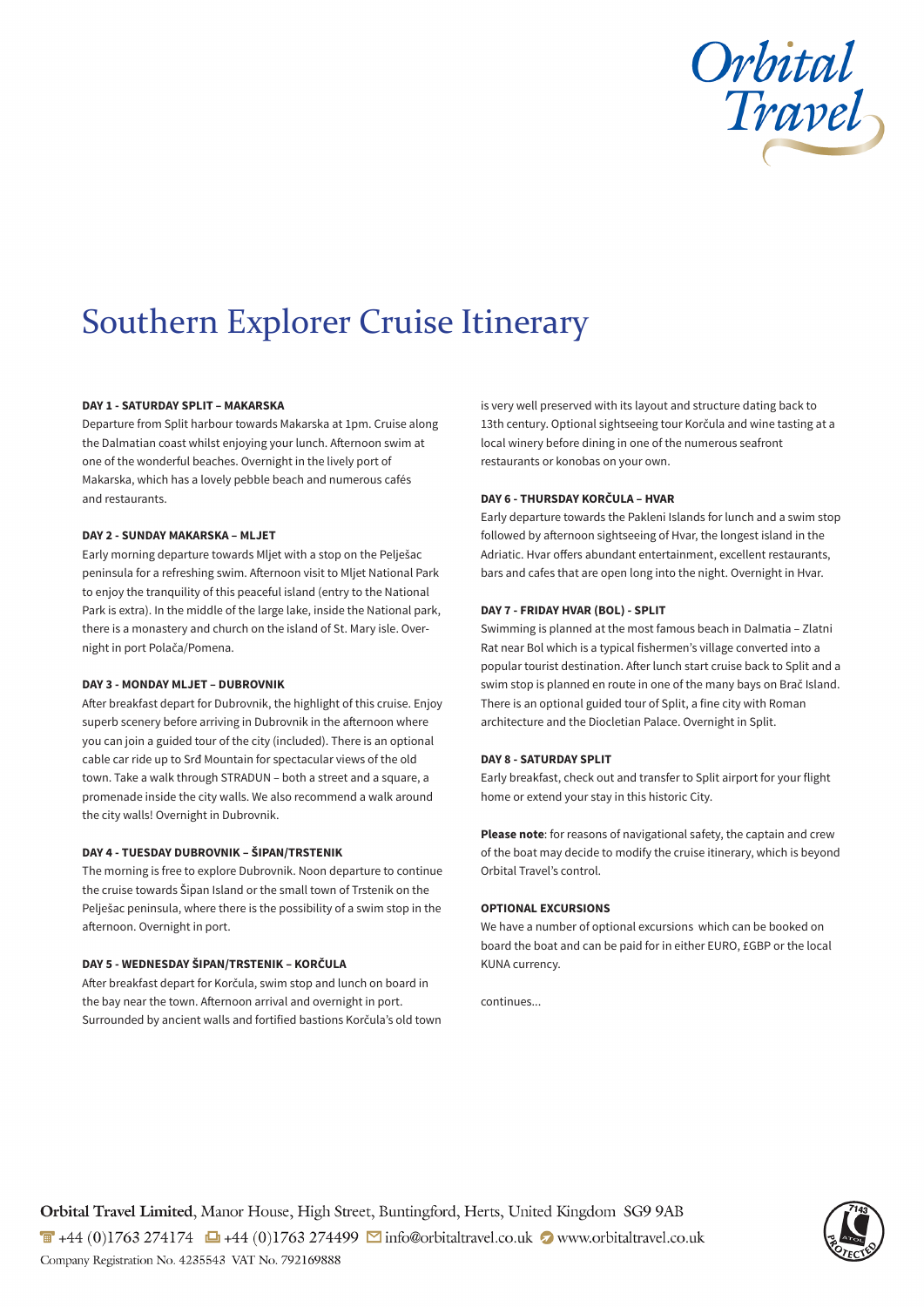# Southern Explorer Cruise Itinerary

**DAY 1 - SATURDAY SPLIT – MAKARSKA**

Departure from Split harbour towards Makarska at 1pm. Cruise along the Dalmatian coast whilst enjoying your lunch. Afternoon swim at one of the wonderful beaches. Overnight in the lively port of Makarska, which has a lovely pebble beach and numerous cafés and restaurants.

**DAY 2 - SUNDAY MAKARSKA – MLJET**

Early morning departure towards Mljet with a stop on the Pelješac peninsula for a refreshing swim. Afternoon visit to Mljet National Park to enjoy the tranquility of this peaceful island (entry to the National Park is extra). In the middle of the large lake, inside the National park, there is a monastery and church on the island of St. Mary isle. Overnight in port Polača/Pomena.

**DAY 3 - MONDAY MLJET – DUBROVNIK**

After breakfast depart for Dubrovnik, the highlight of this cruise. Enjoy superb scenery before arriving in Dubrovnik in the afternoon where you can join a guided tour of the city (included). There is an optional cable car ride up to Srđ Mountain for spectacular views of the old town. Take a walk through STRADUN – both a street and a square, a promenade inside the city walls. We also recommend a walk around the city walls! Overnight in Dubrovnik.

**DAY 4 - TUESDAY DUBROVNIK – ŠIPAN/TRSTENIK**

The morning is free to explore Dubrovnik. Noon departure to continue the cruise towards Šipan Island or the small town of Trstenik on the Pelješac peninsula, where there is the possibility of a swim stop in the afternoon. Overnight in port.

**DAY 5 - WEDNESDAY ŠIPAN/TRSTENIK – KORČULA**

After breakfast depart for Korčula, swim stop and lunch on board in the bay near the town. Afternoon arrival and overnight in port. Surrounded by ancient walls and fortified bastions Korčula's old town is very well preserved with its layout and structure dating back to 13th century. Optional sightseeing tour Korčula and wine tasting at a local winery before dining in one of the numerous seafront restaurants or konobas on your own.

**DAY 6 - THURSDAY KORČULA – HVAR**

Early departure towards the Pakleni Islands for lunch and a swim stop followed by afternoon sightseeing of Hvar, the longest island in the Adriatic. Hvar offers abundant entertainment, excellent restaurants, bars and cafes that are open long into the night. Overnight in Hvar.

**DAY 7 - FRIDAY HVAR (BOL) - SPLIT**

Swimming is planned at the most famous beach in Dalmatia – Zlatni Rat near Bol which is a typical fishermen's village converted into a popular tourist destination. After lunch start cruise back to Split and a swim stop is planned en route in one of the many bays on Brač Island. There is an optional guided tour of Split, a fine city with Roman architecture and the Diocletian Palace. Overnight in Split.

**DAY 8 - SATURDAY SPLIT**

Early breakfast, check out and transfer to Split airport for your flight home or extend your stay in this historic City.

**Please note**: for reasons of navigational safety, the captain and crew of the boat may decide to modify the cruise itinerary, which is beyond Orbital Travel's control.

**OPTIONAL EXCURSIONS**

We have a number of optional excursions which can be booked on board the boat and can be paid for in either EURO, £GBP or the local KUNA currency.

continues...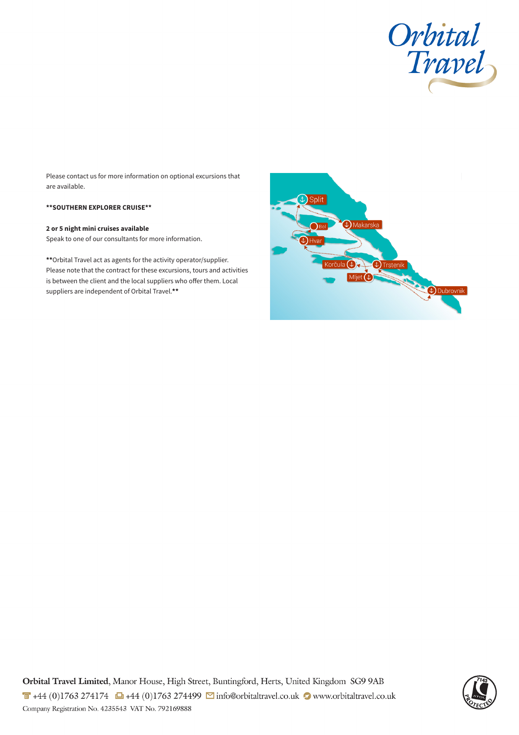Please contact us for more information on optional excursions that are available.

**SOUTHERN EXPLORER CRUISE**

**2 or 5 night mini cruises available**
Speak to one of our consultants for more information.

**Orbital Travel act as agents for the activity operator/supplier. Please note that the contract for these excursions, tours and activities is between the client and the local suppliers who offer them. Local suppliers are independent of Orbital Travel.**

Split
Makarska
Bol
Hvar
Korčula
Trstenik
Mljet
Dubrovnik

**Orbital Travel Limited**, Manor House, High Street, Buntingford, Herts, United Kingdom SG9 9AB
+44 (0)1763 274174 +44 (0)1763 274499 info@orbitaltravel.co.uk www.orbitaltravel.co.uk
Company Registration No. 4235543 VAT No. 792169888